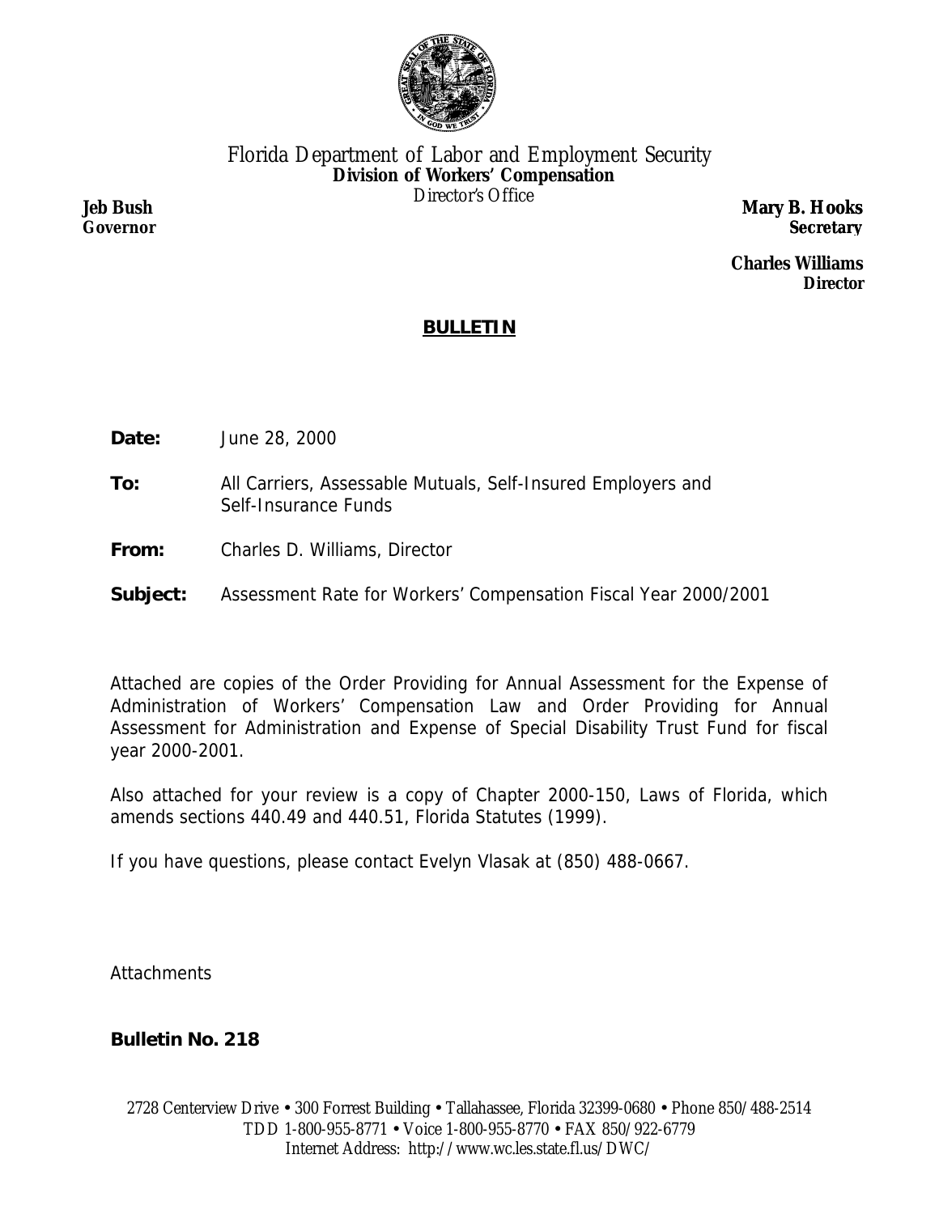Florida Department of Labor and Employment Security
**Division of Workers' Compensation**
Director's Office

**Jeb Bush**
**Governor**

**Mary B. Hooks**
**Secretary**

**Charles Williams**
**Director**

## BULLETIN

**Date:** June 28, 2000

**To:** All Carriers, Assessable Mutuals, Self-Insured Employers and Self-Insurance Funds

**From:** Charles D. Williams, Director

**Subject:** Assessment Rate for Workers' Compensation Fiscal Year 2000/2001

Attached are copies of the Order Providing for Annual Assessment for the Expense of Administration of Workers' Compensation Law and Order Providing for Annual Assessment for Administration and Expense of Special Disability Trust Fund for fiscal year 2000-2001.

Also attached for your review is a copy of Chapter 2000-150, Laws of Florida, which amends sections 440.49 and 440.51, Florida Statutes (1999).

If you have questions, please contact Evelyn Vlasak at (850) 488-0667.

Attachments

**Bulletin No. 218**

2728 Centerview Drive • 300 Forrest Building • Tallahassee, Florida 32399-0680 • Phone 850/488-2514
TDD 1-800-955-8771 • Voice 1-800-955-8770 • FAX 850/922-6779
Internet Address: http://www.wc.les.state.fl.us/DWC/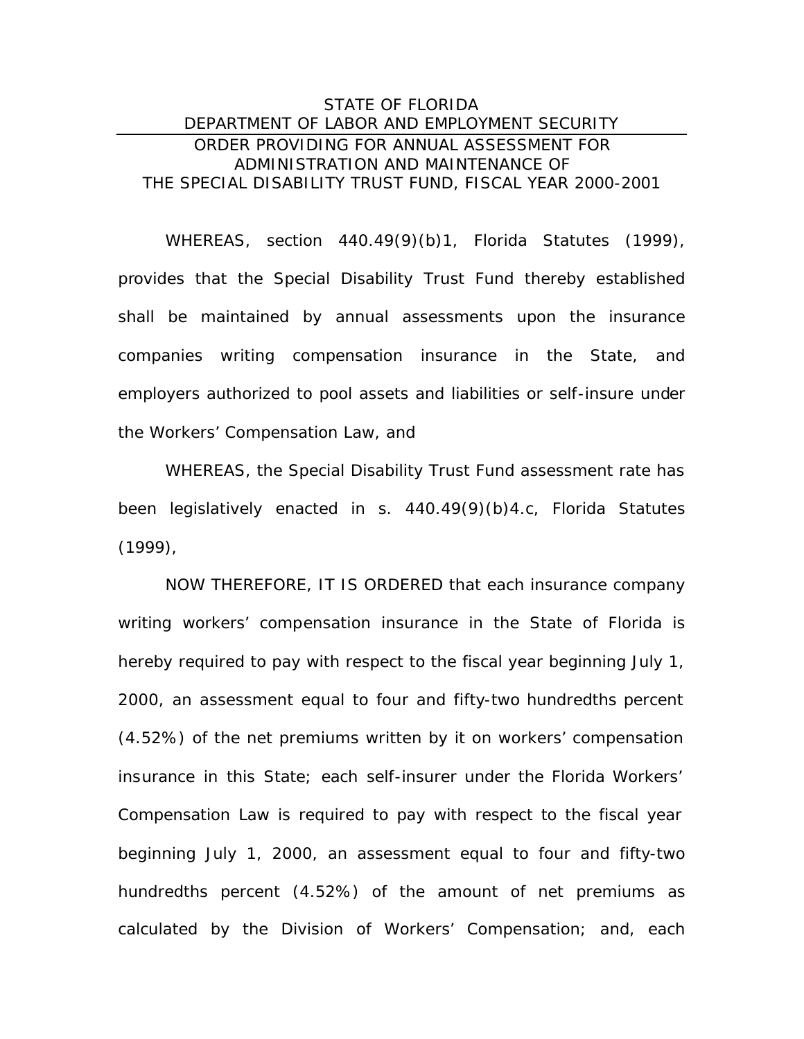STATE OF FLORIDA
DEPARTMENT OF LABOR AND EMPLOYMENT SECURITY

ORDER PROVIDING FOR ANNUAL ASSESSMENT FOR
ADMINISTRATION AND MAINTENANCE OF
THE SPECIAL DISABILITY TRUST FUND, FISCAL YEAR 2000-2001

WHEREAS, section 440.49(9)(b)1, Florida Statutes (1999), provides that the Special Disability Trust Fund thereby established shall be maintained by annual assessments upon the insurance companies writing compensation insurance in the State, and employers authorized to pool assets and liabilities or self-insure under the Workers' Compensation Law, and

WHEREAS, the Special Disability Trust Fund assessment rate has been legislatively enacted in s. 440.49(9)(b)4.c, Florida Statutes (1999),

NOW THEREFORE, IT IS ORDERED that each insurance company writing workers' compensation insurance in the State of Florida is hereby required to pay with respect to the fiscal year beginning July 1, 2000, an assessment equal to four and fifty-two hundredths percent (4.52%) of the net premiums written by it on workers' compensation insurance in this State; each self-insurer under the Florida Workers' Compensation Law is required to pay with respect to the fiscal year beginning July 1, 2000, an assessment equal to four and fifty-two hundredths percent (4.52%) of the amount of net premiums as calculated by the Division of Workers' Compensation; and, each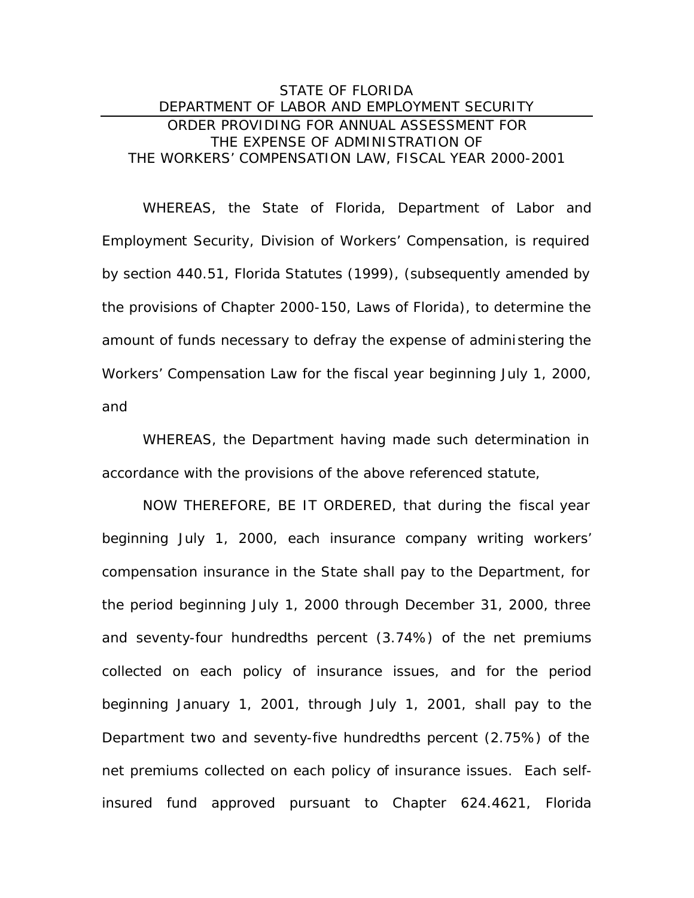STATE OF FLORIDA
DEPARTMENT OF LABOR AND EMPLOYMENT SECURITY

# ORDER PROVIDING FOR ANNUAL ASSESSMENT FOR THE EXPENSE OF ADMINISTRATION OF THE WORKERS' COMPENSATION LAW, FISCAL YEAR 2000-2001

WHEREAS, the State of Florida, Department of Labor and Employment Security, Division of Workers' Compensation, is required by section 440.51, Florida Statutes (1999), (subsequently amended by the provisions of Chapter 2000-150, Laws of Florida), to determine the amount of funds necessary to defray the expense of administering the Workers' Compensation Law for the fiscal year beginning July 1, 2000, and

WHEREAS, the Department having made such determination in accordance with the provisions of the above referenced statute,

NOW THEREFORE, BE IT ORDERED, that during the fiscal year beginning July 1, 2000, each insurance company writing workers' compensation insurance in the State shall pay to the Department, for the period beginning July 1, 2000 through December 31, 2000, three and seventy-four hundredths percent (3.74%) of the net premiums collected on each policy of insurance issues, and for the period beginning January 1, 2001, through July 1, 2001, shall pay to the Department two and seventy-five hundredths percent (2.75%) of the net premiums collected on each policy of insurance issues. Each self-insured fund approved pursuant to Chapter 624.4621, Florida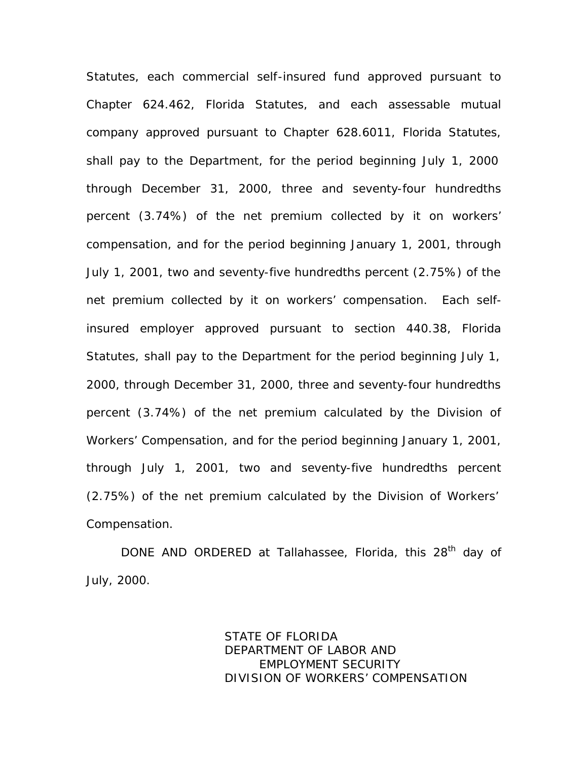Statutes, each commercial self-insured fund approved pursuant to Chapter 624.462, Florida Statutes, and each assessable mutual company approved pursuant to Chapter 628.6011, Florida Statutes, shall pay to the Department, for the period beginning July 1, 2000 through December 31, 2000, three and seventy-four hundredths percent (3.74%) of the net premium collected by it on workers' compensation, and for the period beginning January 1, 2001, through July 1, 2001, two and seventy-five hundredths percent (2.75%) of the net premium collected by it on workers' compensation. Each self-insured employer approved pursuant to section 440.38, Florida Statutes, shall pay to the Department for the period beginning July 1, 2000, through December 31, 2000, three and seventy-four hundredths percent (3.74%) of the net premium calculated by the Division of Workers' Compensation, and for the period beginning January 1, 2001, through July 1, 2001, two and seventy-five hundredths percent (2.75%) of the net premium calculated by the Division of Workers' Compensation.

DONE AND ORDERED at Tallahassee, Florida, this 28th day of July, 2000.

STATE OF FLORIDA
DEPARTMENT OF LABOR AND
EMPLOYMENT SECURITY
DIVISION OF WORKERS' COMPENSATION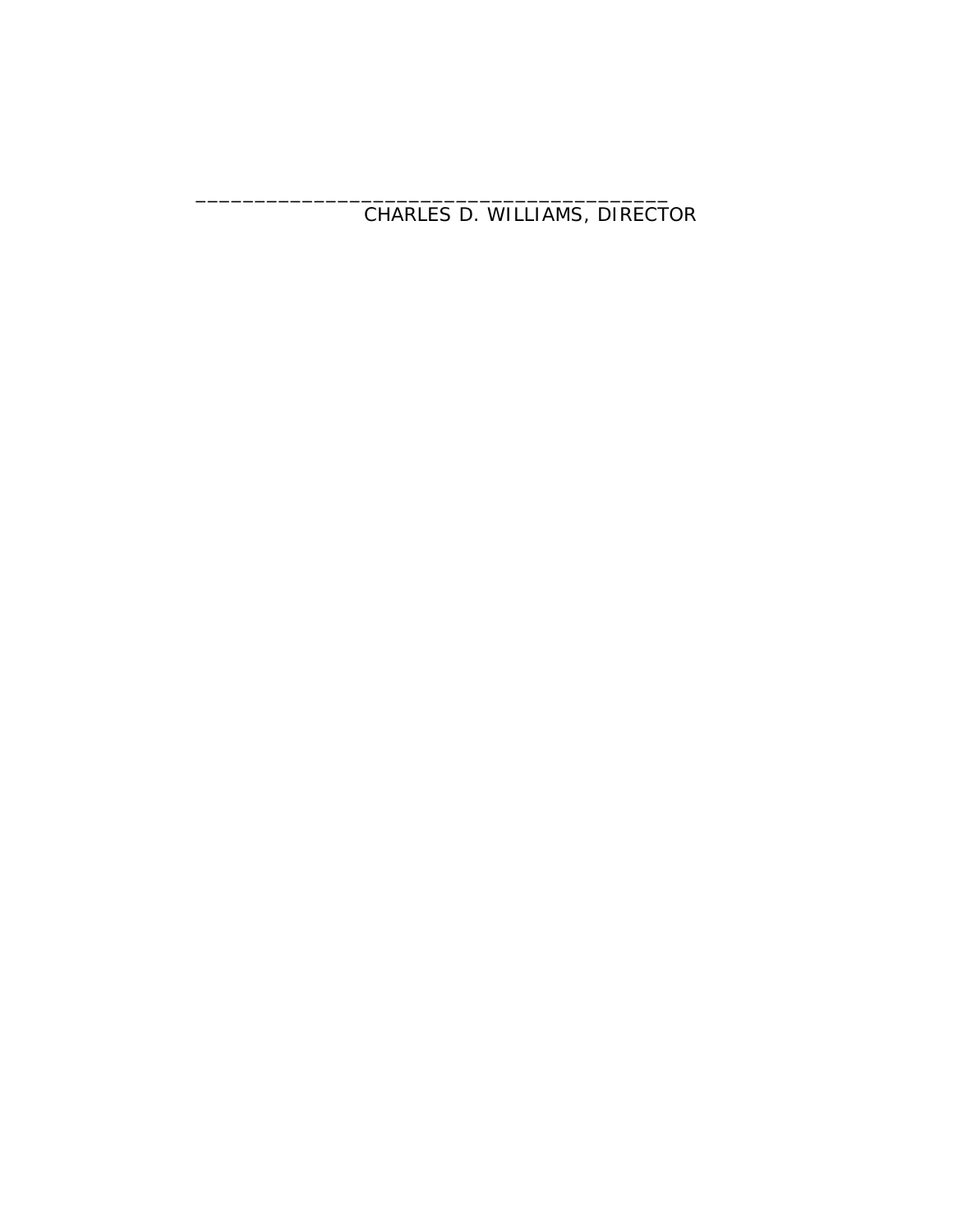________________________________________
CHARLES D. WILLIAMS, DIRECTOR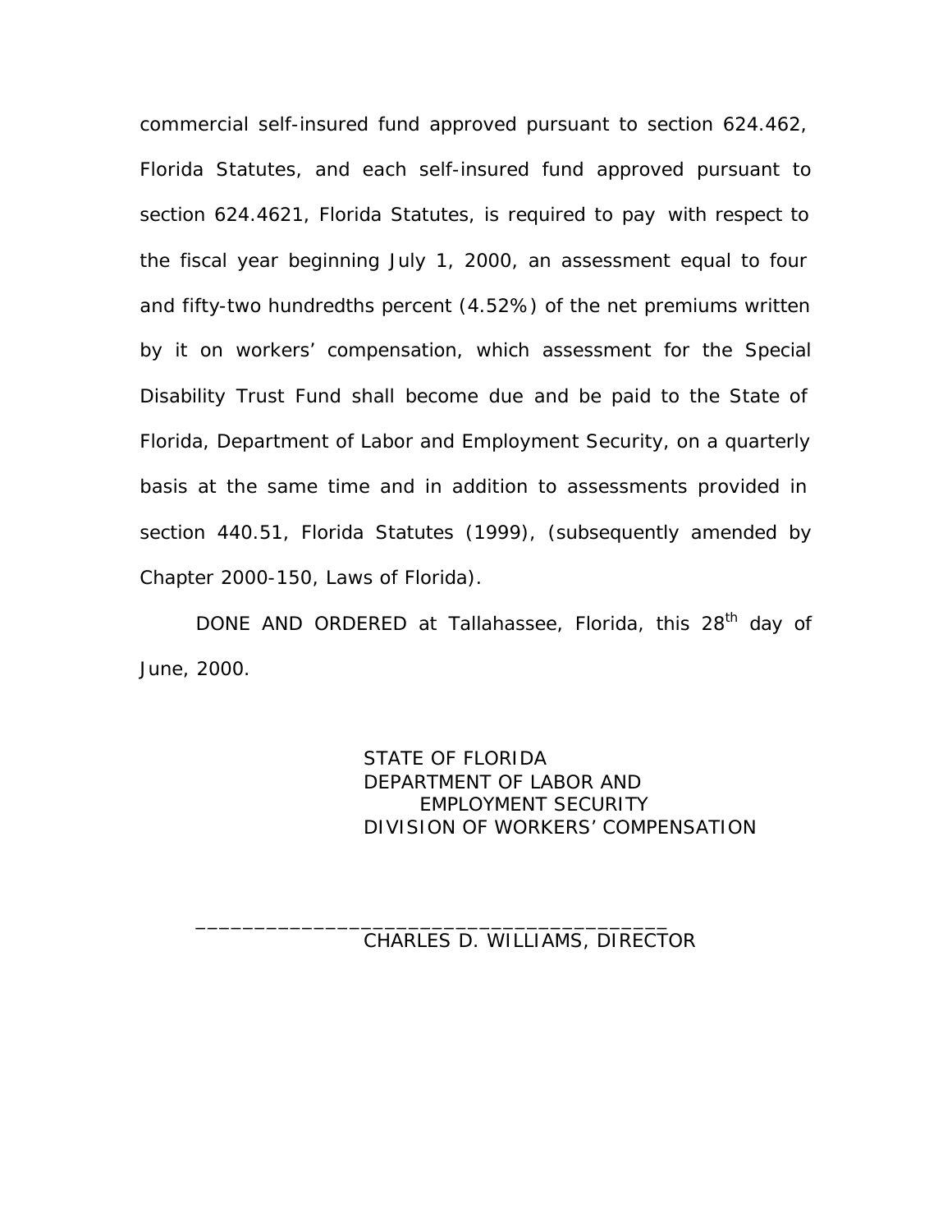commercial self-insured fund approved pursuant to section 624.462, Florida Statutes, and each self-insured fund approved pursuant to section 624.4621, Florida Statutes, is required to pay with respect to the fiscal year beginning July 1, 2000, an assessment equal to four and fifty-two hundredths percent (4.52%) of the net premiums written by it on workers' compensation, which assessment for the Special Disability Trust Fund shall become due and be paid to the State of Florida, Department of Labor and Employment Security, on a quarterly basis at the same time and in addition to assessments provided in section 440.51, Florida Statutes (1999), (subsequently amended by Chapter 2000-150, Laws of Florida).

DONE AND ORDERED at Tallahassee, Florida, this 28th day of June, 2000.

STATE OF FLORIDA
DEPARTMENT OF LABOR AND
EMPLOYMENT SECURITY
DIVISION OF WORKERS' COMPENSATION

_________________________________________
CHARLES D. WILLIAMS, DIRECTOR